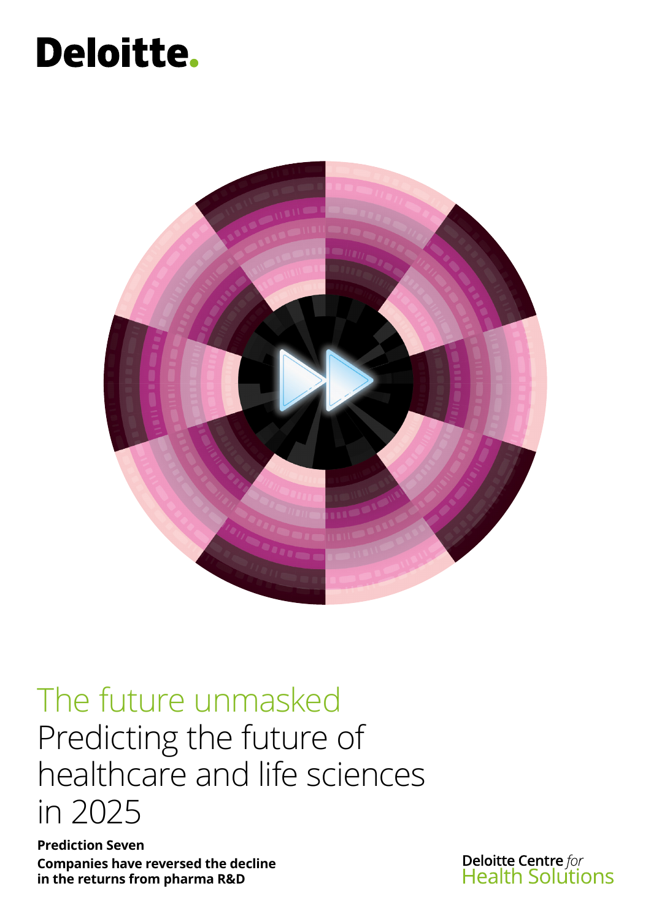Deloitte.

# The future unmasked

## Predicting the future of healthcare and life sciences in 2025

**Prediction Seven**

**Companies have reversed the decline in the returns from pharma R&D**

Deloitte Centre *for* Health Solutions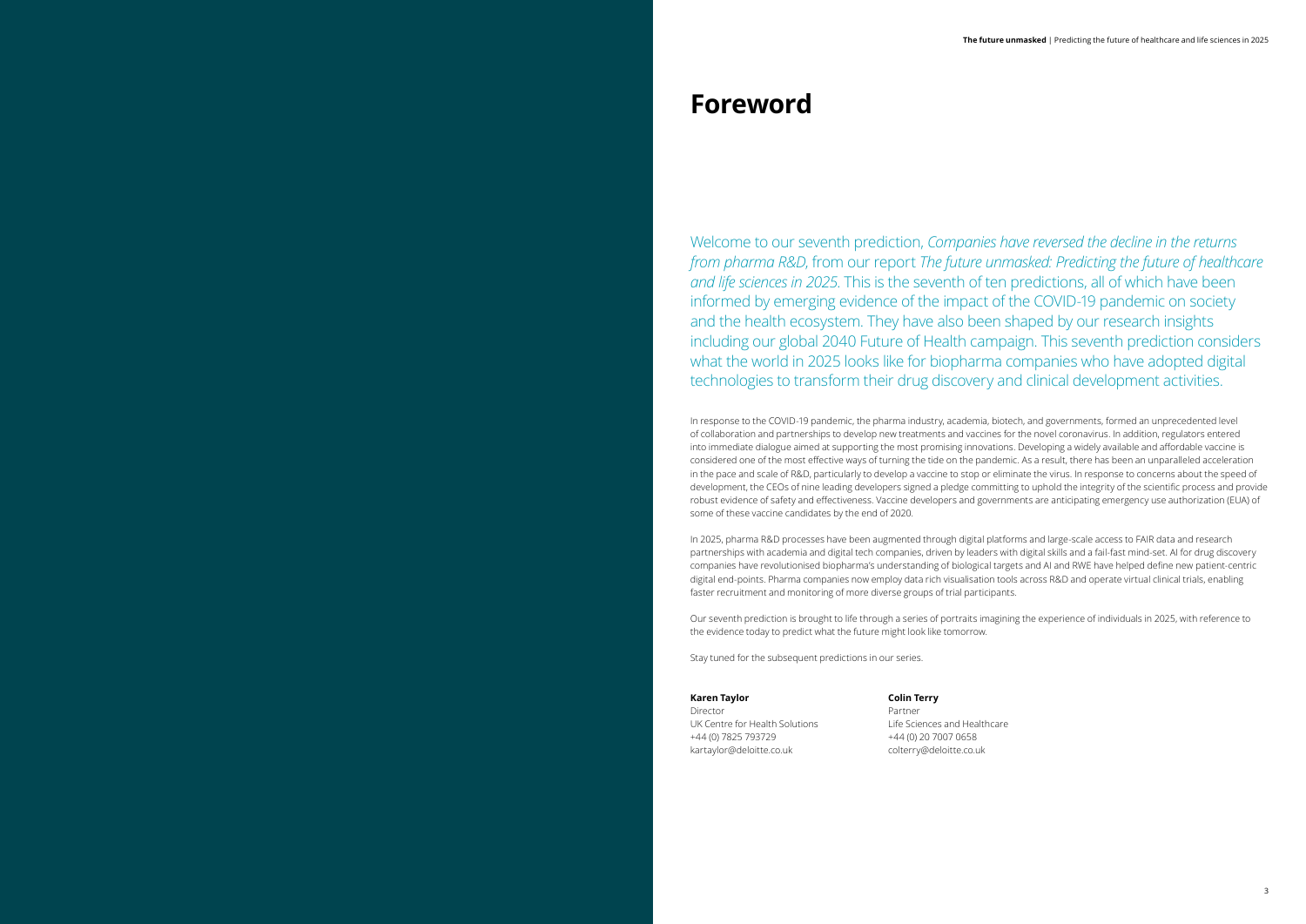# Foreword

Welcome to our seventh prediction, *Companies have reversed the decline in the returns from pharma R&D*, from our report *The future unmasked: Predicting the future of healthcare and life sciences in 2025*. This is the seventh of ten predictions, all of which have been informed by emerging evidence of the impact of the COVID-19 pandemic on society and the health ecosystem. They have also been shaped by our research insights including our global 2040 Future of Health campaign. This seventh prediction considers what the world in 2025 looks like for biopharma companies who have adopted digital technologies to transform their drug discovery and clinical development activities.

In response to the COVID-19 pandemic, the pharma industry, academia, biotech, and governments, formed an unprecedented level of collaboration and partnerships to develop new treatments and vaccines for the novel coronavirus. In addition, regulators entered into immediate dialogue aimed at supporting the most promising innovations. Developing a widely available and affordable vaccine is considered one of the most effective ways of turning the tide on the pandemic. As a result, there has been an unparalleled acceleration in the pace and scale of R&D, particularly to develop a vaccine to stop or eliminate the virus. In response to concerns about the speed of development, the CEOs of nine leading developers signed a pledge committing to uphold the integrity of the scientific process and provide robust evidence of safety and effectiveness. Vaccine developers and governments are anticipating emergency use authorization (EUA) of some of these vaccine candidates by the end of 2020.

In 2025, pharma R&D processes have been augmented through digital platforms and large-scale access to FAIR data and research partnerships with academia and digital tech companies, driven by leaders with digital skills and a fail-fast mind-set. AI for drug discovery companies have revolutionised biopharma's understanding of biological targets and AI and RWE have helped define new patient-centric digital end-points. Pharma companies now employ data rich visualisation tools across R&D and operate virtual clinical trials, enabling faster recruitment and monitoring of more diverse groups of trial participants.

Our seventh prediction is brought to life through a series of portraits imagining the experience of individuals in 2025, with reference to the evidence today to predict what the future might look like tomorrow.

Stay tuned for the subsequent predictions in our series.

**Karen Taylor**
Director
UK Centre for Health Solutions
+44 (0) 7825 793729
kartaylor@deloitte.co.uk

**Colin Terry**
Partner
Life Sciences and Healthcare
+44 (0) 20 7007 0658
colterry@deloitte.co.uk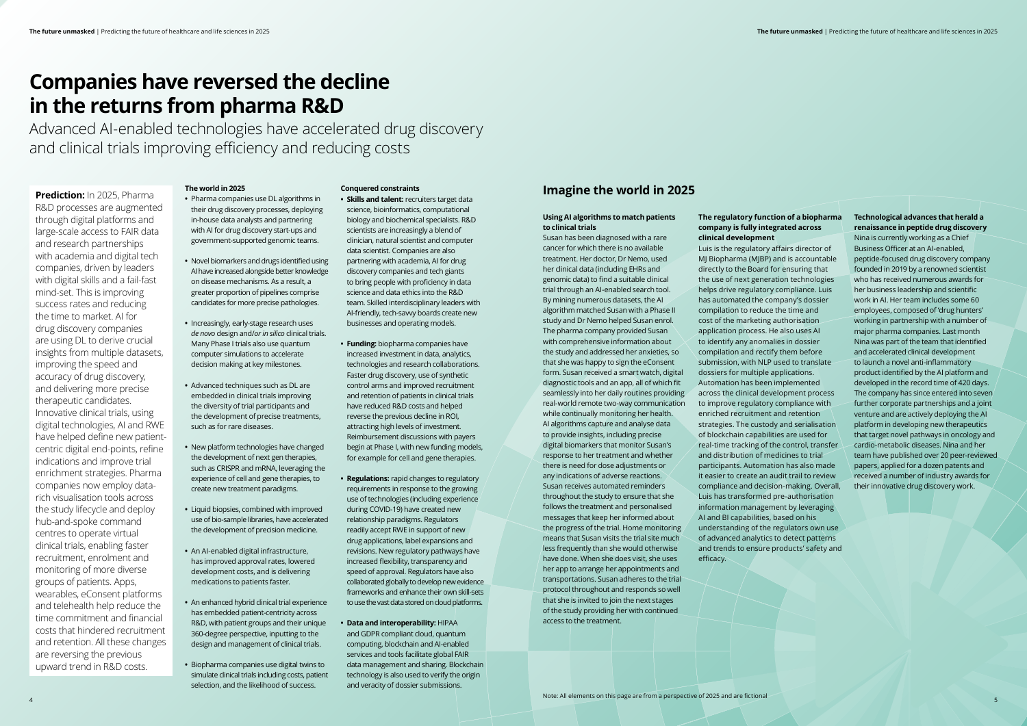# Companies have reversed the decline in the returns from pharma R&D

Advanced AI-enabled technologies have accelerated drug discovery and clinical trials improving efficiency and reducing costs

**Prediction:** In 2025, Pharma R&D processes are augmented through digital platforms and large-scale access to FAIR data and research partnerships with academia and digital tech companies, driven by leaders with digital skills and a fail-fast mind-set. This is improving success rates and reducing the time to market. AI for drug discovery companies are using DL to derive crucial insights from multiple datasets, improving the speed and accuracy of drug discovery, and delivering more precise therapeutic candidates. Innovative clinical trials, using digital technologies, AI and RWE have helped define new patient-centric digital end-points, refine indications and improve trial enrichment strategies. Pharma companies now employ data-rich visualisation tools across the study lifecycle and deploy hub-and-spoke command centres to operate virtual clinical trials, enabling faster recruitment, enrolment and monitoring of more diverse groups of patients. Apps, wearables, eConsent platforms and telehealth help reduce the time commitment and financial costs that hindered recruitment and retention. All these changes are reversing the previous upward trend in R&D costs.

### The world in 2025

- Pharma companies use DL algorithms in their drug discovery processes, deploying in-house data analysts and partnering with AI for drug discovery start-ups and government-supported genomic teams.
- Novel biomarkers and drugs identified using AI have increased alongside better knowledge on disease mechanisms. As a result, a greater proportion of pipelines comprise candidates for more precise pathologies.
- Increasingly, early-stage research uses *de novo* design and/or *in silico* clinical trials. Many Phase I trials also use quantum computer simulations to accelerate decision making at key milestones.
- Advanced techniques such as DL are embedded in clinical trials improving the diversity of trial participants and the development of precise treatments, such as for rare diseases.
- New platform technologies have changed the development of next gen therapies, such as CRISPR and mRNA, leveraging the experience of cell and gene therapies, to create new treatment paradigms.
- Liquid biopsies, combined with improved use of bio-sample libraries, have accelerated the development of precision medicine.
- An AI-enabled digital infrastructure, has improved approval rates, lowered development costs, and is delivering medications to patients faster.
- An enhanced hybrid clinical trial experience has embedded patient-centricity across R&D, with patient groups and their unique 360-degree perspective, inputting to the design and management of clinical trials.
- Biopharma companies use digital twins to simulate clinical trials including costs, patient selection, and the likelihood of success.

### Conquered constraints

- **Skills and talent:** recruiters target data science, bioinformatics, computational biology and biochemical specialists. R&D scientists are increasingly a blend of clinician, natural scientist and computer data scientist. Companies are also partnering with academia, AI for drug discovery companies and tech giants to bring people with proficiency in data science and data ethics into the R&D team. Skilled interdisciplinary leaders with AI-friendly, tech-savvy boards create new businesses and operating models.
- **Funding:** biopharma companies have increased investment in data, analytics, technologies and research collaborations. Faster drug discovery, use of synthetic control arms and improved recruitment and retention of patients in clinical trials have reduced R&D costs and helped reverse the previous decline in ROI, attracting high levels of investment. Reimbursement discussions with payers begin at Phase I, with new funding models, for example for cell and gene therapies.
- **Regulations:** rapid changes to regulatory requirements in response to the growing use of technologies (including experience during COVID-19) have created new relationship paradigms. Regulators readily accept RWE in support of new drug applications, label expansions and revisions. New regulatory pathways have increased flexibility, transparency and speed of approval. Regulators have also collaborated globally to develop new evidence frameworks and enhance their own skill-sets to use the vast data stored on cloud platforms.
- **Data and interoperability:** HIPAA and GDPR compliant cloud, quantum computing, blockchain and AI-enabled services and tools facilitate global FAIR data management and sharing. Blockchain technology is also used to verify the origin and veracity of dossier submissions.

## Imagine the world in 2025

### Using AI algorithms to match patients to clinical trials

Susan has been diagnosed with a rare cancer for which there is no available treatment. Her doctor, Dr Nemo, used her clinical data (including EHRs and genomic data) to find a suitable clinical trial through an AI-enabled search tool. By mining numerous datasets, the AI algorithm matched Susan with a Phase II study and Dr Nemo helped Susan enrol. The pharma company provided Susan with comprehensive information about the study and addressed her anxieties, so that she was happy to sign the eConsent form. Susan received a smart watch, digital diagnostic tools and an app, all of which fit seamlessly into her daily routines providing real-world remote two-way communication while continually monitoring her health. AI algorithms capture and analyse data to provide insights, including precise digital biomarkers that monitor Susan's response to her treatment and whether there is need for dose adjustments or any indications of adverse reactions. Susan receives automated reminders throughout the study to ensure that she follows the treatment and personalised messages that keep her informed about the progress of the trial. Home monitoring means that Susan visits the trial site much less frequently than she would otherwise have done. When she does visit, she uses her app to arrange her appointments and transportations. Susan adheres to the trial protocol throughout and responds so well that she is invited to join the next stages of the study providing her with continued access to the treatment.

### The regulatory function of a biopharma company is fully integrated across clinical development

Luis is the regulatory affairs director of MJ Biopharma (MJBP) and is accountable directly to the Board for ensuring that the use of next generation technologies helps drive regulatory compliance. Luis has automated the company's dossier compilation to reduce the time and cost of the marketing authorisation application process. He also uses AI to identify any anomalies in dossier compilation and rectify them before submission, with NLP used to translate dossiers for multiple applications. Automation has been implemented across the clinical development process to improve regulatory compliance with enriched recruitment and retention strategies. The custody and serialisation of blockchain capabilities are used for real-time tracking of the control, transfer and distribution of medicines to trial participants. Automation has also made it easier to create an audit trail to review compliance and decision-making. Overall, Luis has transformed pre-authorisation information management by leveraging AI and BI capabilities, based on his understanding of the regulators own use of advanced analytics to detect patterns and trends to ensure products' safety and efficacy.

### Technological advances that herald a renaissance in peptide drug discovery

Nina is currently working as a Chief Business Officer at an AI-enabled, peptide-focused drug discovery company founded in 2019 by a renowned scientist who has received numerous awards for her business leadership and scientific work in AI. Her team includes some 60 employees, composed of 'drug hunters' working in partnership with a number of major pharma companies. Last month Nina was part of the team that identified and accelerated clinical development to launch a novel anti-inflammatory product identified by the AI platform and developed in the record time of 420 days. The company has since entered into seven further corporate partnerships and a joint venture and are actively deploying the AI platform in developing new therapeutics that target novel pathways in oncology and cardio-metabolic diseases. Nina and her team have published over 20 peer-reviewed papers, applied for a dozen patents and received a number of industry awards for their innovative drug discovery work.

Note: All elements on this page are from a perspective of 2025 and are fictional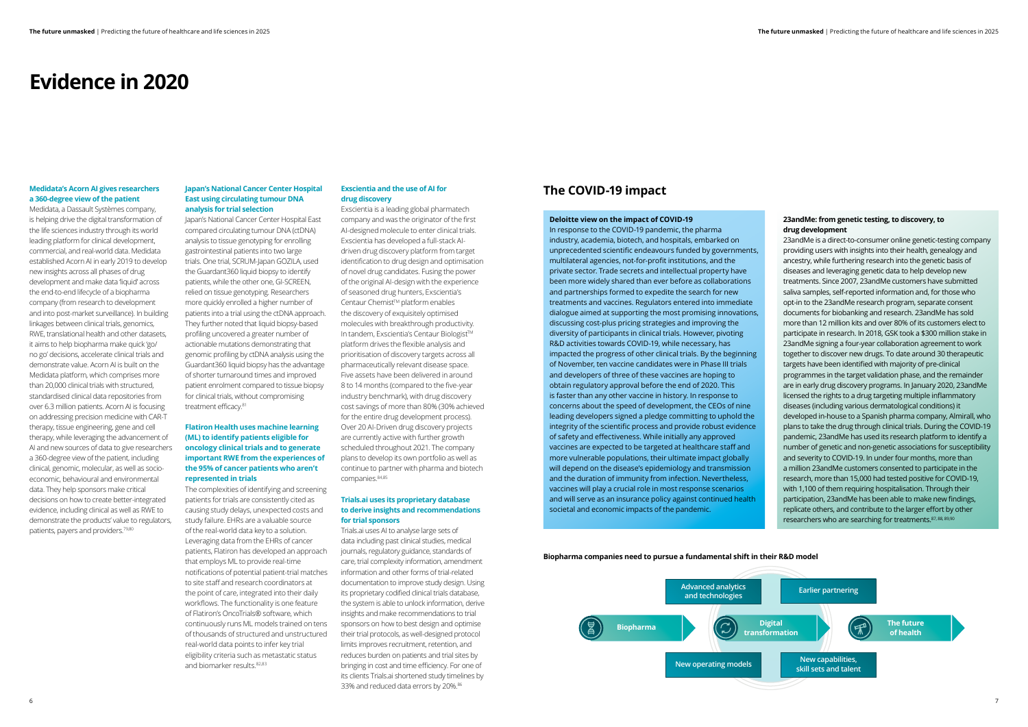# Evidence in 2020

### Medidata's Acorn AI gives researchers a 360-degree view of the patient

Medidata, a Dassault Systèmes company, is helping drive the digital transformation of the life sciences industry through its world leading platform for clinical development, commercial, and real-world data. Medidata established Acorn AI in early 2019 to develop new insights across all phases of drug development and make data 'liquid' across the end-to-end lifecycle of a biopharma company (from research to development and into post-market surveillance). In building linkages between clinical trials, genomics, RWE, translational health and other datasets, it aims to help biopharma make quick 'go/no go' decisions, accelerate clinical trials and demonstrate value. Acorn AI is built on the Medidata platform, which comprises more than 20,000 clinical trials with structured, standardised clinical data repositories from over 6.3 million patients. Acorn AI is focusing on addressing precision medicine with CAR-T therapy, tissue engineering, gene and cell therapy, while leveraging the advancement of AI and new sources of data to give researchers a 360-degree view of the patient, including clinical, genomic, molecular, as well as socio-economic, behavioural and environmental data. They help sponsors make critical decisions on how to create better-integrated evidence, including clinical as well as RWE to demonstrate the products' value to regulators, patients, payers and providers.[79,80]

### Japan's National Cancer Center Hospital East using circulating tumour DNA analysis for trial selection

Japan's National Cancer Center Hospital East compared circulating tumour DNA (ctDNA) analysis to tissue genotyping for enrolling gastrointestinal patients into two large trials. One trial, SCRUM-Japan GOZILA, used the Guardant360 liquid biopsy to identify patients, while the other one, GI-SCREEN, relied on tissue genotyping. Researchers more quickly enrolled a higher number of patients into a trial using the ctDNA approach. They further noted that liquid biopsy-based profiling uncovered a greater number of actionable mutations demonstrating that genomic profiling by ctDNA analysis using the Guardant360 liquid biopsy has the advantage of shorter turnaround times and improved patient enrolment compared to tissue biopsy for clinical trials, without compromising treatment efficacy.[81]

### Flatiron Health uses machine learning (ML) to identify patients eligible for oncology clinical trials and to generate important RWE from the experiences of the 95% of cancer patients who aren't represented in trials

The complexities of identifying and screening patients for trials are consistently cited as causing study delays, unexpected costs and study failure. EHRs are a valuable source of the real-world data key to a solution. Leveraging data from the EHRs of cancer patients, Flatiron has developed an approach that employs ML to provide real-time notifications of potential patient-trial matches to site staff and research coordinators at the point of care, integrated into their daily workflows. The functionality is one feature of Flatiron's OncoTrials® software, which continuously runs ML models trained on tens of thousands of structured and unstructured real-world data points to infer key trial eligibility criteria such as metastatic status and biomarker results.[82,83]

### Exscientia and the use of AI for drug discovery

Exscientia is a leading global pharmatech company and was the originator of the first AI-designed molecule to enter clinical trials. Exscientia has developed a full-stack AI-driven drug discovery platform from target identification to drug design and optimisation of novel drug candidates. Fusing the power of the original AI-design with the experience of seasoned drug hunters, Exscientia's Centaur Chemist™ platform enables the discovery of exquisitely optimised molecules with breakthrough productivity. In tandem, Exscientia's Centaur Biologist™ platform drives the flexible analysis and prioritisation of discovery targets across all pharmaceutically relevant disease space. Five assets have been delivered in around 8 to 14 months (compared to the five-year industry benchmark), with drug discovery cost savings of more than 80% (30% achieved for the entire drug development process). Over 20 AI-Driven drug discovery projects are currently active with further growth scheduled throughout 2021. The company plans to develop its own portfolio as well as continue to partner with pharma and biotech companies.[84,85]

### Trials.ai uses its proprietary database to derive insights and recommendations for trial sponsors

Trials.ai uses AI to analyse large sets of data including past clinical studies, medical journals, regulatory guidance, standards of care, trial complexity information, amendment information and other forms of trial-related documentation to improve study design. Using its proprietary codified clinical trials database, the system is able to unlock information, derive insights and make recommendations to trial sponsors on how to best design and optimise their trial protocols, as well-designed protocol limits improves recruitment, retention, and reduces burden on patients and trial sites by bringing in cost and time efficiency. For one of its clients Trials.ai shortened study timelines by 33% and reduced data errors by 20%.[86]

## The COVID-19 impact

### Deloitte view on the impact of COVID-19

In response to the COVID-19 pandemic, the pharma industry, academia, biotech, and hospitals, embarked on unprecedented scientific endeavours funded by governments, multilateral agencies, not-for-profit institutions, and the private sector. Trade secrets and intellectual property have been more widely shared than ever before as collaborations and partnerships formed to expedite the search for new treatments and vaccines. Regulators entered into immediate dialogue aimed at supporting the most promising innovations, discussing cost-plus pricing strategies and improving the diversity of participants in clinical trials. However, pivoting R&D activities towards COVID-19, while necessary, has impacted the progress of other clinical trials. By the beginning of November, ten vaccine candidates were in Phase III trials and developers of three of these vaccines are hoping to obtain regulatory approval before the end of 2020. This is faster than any other vaccine in history. In response to concerns about the speed of development, the CEOs of nine leading developers signed a pledge committing to uphold the integrity of the scientific process and provide robust evidence of safety and effectiveness. While initially any approved vaccines are expected to be targeted at healthcare staff and more vulnerable populations, their ultimate impact globally will depend on the disease's epidemiology and transmission and the duration of immunity from infection. Nevertheless, vaccines will play a crucial role in most response scenarios and will serve as an insurance policy against continued health societal and economic impacts of the pandemic.

### 23andMe: from genetic testing, to discovery, to drug development

23andMe is a direct-to-consumer online genetic-testing company providing users with insights into their health, genealogy and ancestry, while furthering research into the genetic basis of diseases and leveraging genetic data to help develop new treatments. Since 2007, 23andMe customers have submitted saliva samples, self-reported information and, for those who opt-in to the 23andMe research program, separate consent documents for biobanking and research. 23andMe has sold more than 12 million kits and over 80% of its customers elect to participate in research. In 2018, GSK took a $300 million stake in 23andMe signing a four-year collaboration agreement to work together to discover new drugs. To date around 30 therapeutic targets have been identified with majority of pre-clinical programmes in the target validation phase, and the remainder are in early drug discovery programs. In January 2020, 23andMe licensed the rights to a drug targeting multiple inflammatory diseases (including various dermatological conditions) it developed in-house to a Spanish pharma company, Almirall, who plans to take the drug through clinical trials. During the COVID-19 pandemic, 23andMe has used its research platform to identify a number of genetic and non-genetic associations for susceptibility and severity to COVID-19. In under four months, more than a million 23andMe customers consented to participate in the research, more than 15,000 had tested positive for COVID-19, with 1,100 of them requiring hospitalisation. Through their participation, 23andMe has been able to make new findings, replicate others, and contribute to the larger effort by other researchers who are searching for treatments.[87,88,89,90]

**Biopharma companies need to pursue a fundamental shift in their R&D model**

Biopharma

Advanced analytics and technologies

Earlier partnering

Digital transformation

New operating models

New capabilities, skill sets and talent

The future of health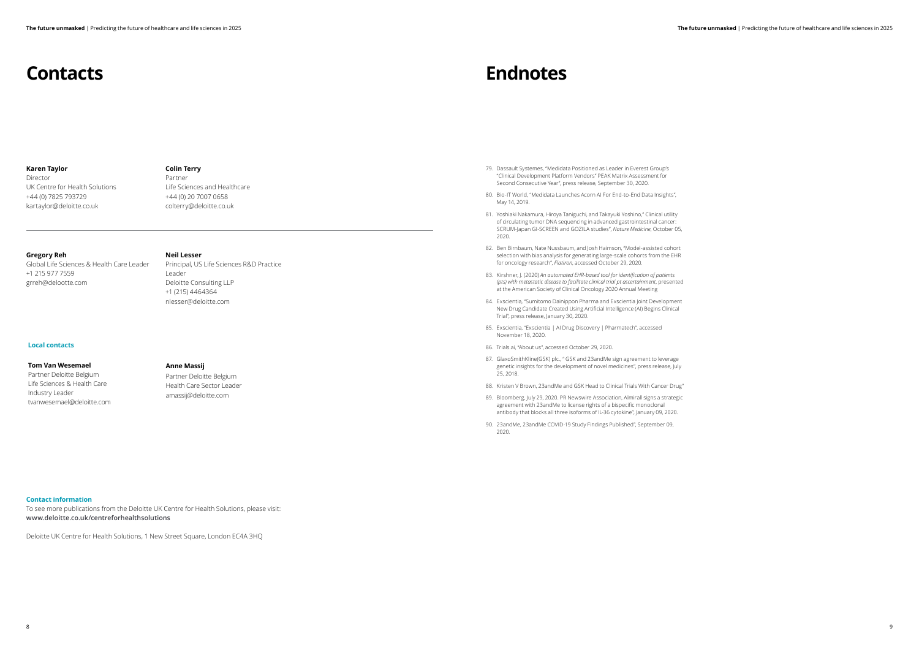# Contacts

**Karen Taylor**
Director
UK Centre for Health Solutions
+44 (0) 7825 793729
kartaylor@deloitte.co.uk

**Colin Terry**
Partner
Life Sciences and Healthcare
+44 (0) 20 7007 0658
colterry@deloitte.co.uk

**Gregory Reh**
Global Life Sciences & Health Care Leader
+1 215 977 7559
grreh@deloottte.com

**Neil Lesser**
Principal, US Life Sciences R&D Practice Leader
Deloitte Consulting LLP
+1 (215) 4464364
nlesser@deloitte.com

### Local contacts

**Tom Van Wesemael**
Partner Deloitte Belgium
Life Sciences & Health Care Industry Leader
tvanwesemael@deloitte.com

**Anne Massij**
Partner Deloitte Belgium
Health Care Sector Leader
amassij@deloitte.com

### Contact information

To see more publications from the Deloitte UK Centre for Health Solutions, please visit:
**www.deloitte.co.uk/centreforhealthsolutions**

Deloitte UK Centre for Health Solutions, 1 New Street Square, London EC4A 3HQ

# Endnotes

79. Dassault Systemes, "Medidata Positioned as Leader in Everest Group's "Clinical Development Platform Vendors" PEAK Matrix Assessment for Second Consecutive Year", press release, September 30, 2020.
80. Bio-IT World, "Medidata Launches Acorn AI For End-to-End Data Insights", May 14, 2019.
81. Yoshiaki Nakamura, Hiroya Taniguchi, and Takayuki Yoshino," Clinical utility of circulating tumor DNA sequencing in advanced gastrointestinal cancer: SCRUM-Japan GI-SCREEN and GOZILA studies", *Nature Medicine*, October 05, 2020.
82. Ben Birnbaum, Nate Nussbaum, and Josh Haimson, "Model-assisted cohort selection with bias analysis for generating large-scale cohorts from the EHR for oncology research", *Flatiron*, accessed October 29, 2020.
83. Kirshner, J. (2020) *An automated EHR-based tool for identification of patients (pts) with metastatic disease to facilitate clinical trial pt ascertainment*, presented at the American Society of Clinical Oncology 2020 Annual Meeting
84. Exscientia, "Sumitomo Dainippon Pharma and Exscientia Joint Development New Drug Candidate Created Using Artificial Intelligence (AI) Begins Clinical Trial", press release, January 30, 2020.
85. Exscientia, "Exscientia | AI Drug Discovery | Pharmatech", accessed November 18, 2020.
86. Trials.ai, "About us", accessed October 29, 2020.
87. GlaxoSmithKline(GSK) plc., " GSK and 23andMe sign agreement to leverage genetic insights for the development of novel medicines", press release, July 25, 2018.
88. Kristen V Brown, 23andMe and GSK Head to Clinical Trials With Cancer Drug"
89. Bloomberg, July 29, 2020. PR Newswire Association, Almirall signs a strategic agreement with 23andMe to license rights of a bispecific monoclonal antibody that blocks all three isoforms of IL-36 cytokine", January 09, 2020.
90. 23andMe, 23andMe COVID-19 Study Findings Published", September 09, 2020.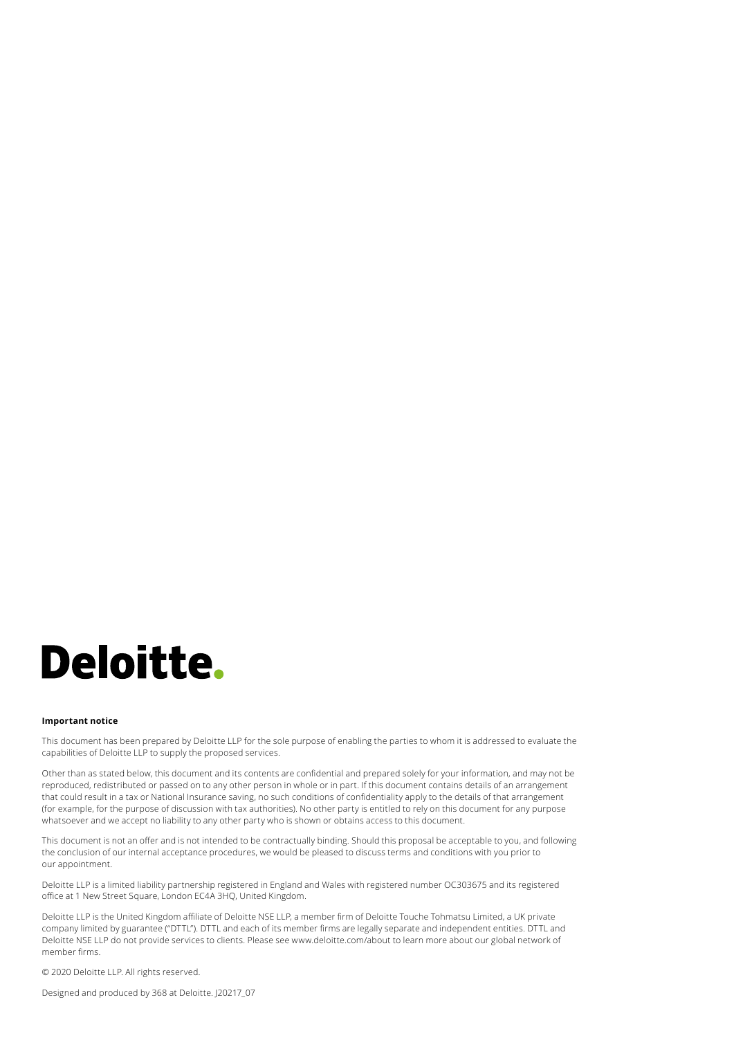Deloitte.

**Important notice**

This document has been prepared by Deloitte LLP for the sole purpose of enabling the parties to whom it is addressed to evaluate the capabilities of Deloitte LLP to supply the proposed services.

Other than as stated below, this document and its contents are confidential and prepared solely for your information, and may not be reproduced, redistributed or passed on to any other person in whole or in part. If this document contains details of an arrangement that could result in a tax or National Insurance saving, no such conditions of confidentiality apply to the details of that arrangement (for example, for the purpose of discussion with tax authorities). No other party is entitled to rely on this document for any purpose whatsoever and we accept no liability to any other party who is shown or obtains access to this document.

This document is not an offer and is not intended to be contractually binding. Should this proposal be acceptable to you, and following the conclusion of our internal acceptance procedures, we would be pleased to discuss terms and conditions with you prior to our appointment.

Deloitte LLP is a limited liability partnership registered in England and Wales with registered number OC303675 and its registered office at 1 New Street Square, London EC4A 3HQ, United Kingdom.

Deloitte LLP is the United Kingdom affiliate of Deloitte NSE LLP, a member firm of Deloitte Touche Tohmatsu Limited, a UK private company limited by guarantee ("DTTL"). DTTL and each of its member firms are legally separate and independent entities. DTTL and Deloitte NSE LLP do not provide services to clients. Please see www.deloitte.com/about to learn more about our global network of member firms.

© 2020 Deloitte LLP. All rights reserved.

Designed and produced by 368 at Deloitte. J20217_07